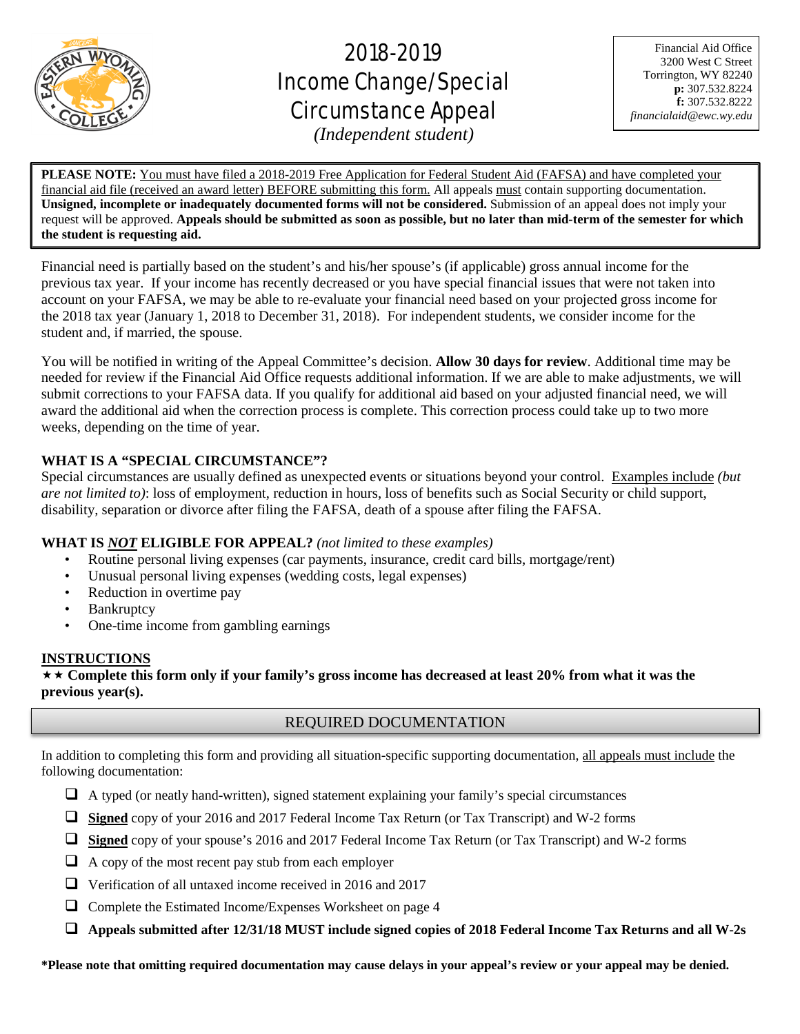# 2018-2019 Income Change/Special Circumstance Appeal

*(Independent student)*

Financial Aid Office
3200 West C Street
Torrington, WY 82240
**p:** 307.532.8224
**f:** 307.532.8222
*financialaid@ewc.wy.edu*

**PLEASE NOTE:** You must have filed a 2018-2019 Free Application for Federal Student Aid (FAFSA) and have completed your financial aid file (received an award letter) BEFORE submitting this form. All appeals must contain supporting documentation. **Unsigned, incomplete or inadequately documented forms will not be considered.** Submission of an appeal does not imply your request will be approved. **Appeals should be submitted as soon as possible, but no later than mid-term of the semester for which the student is requesting aid.**

Financial need is partially based on the student's and his/her spouse's (if applicable) gross annual income for the previous tax year. If your income has recently decreased or you have special financial issues that were not taken into account on your FAFSA, we may be able to re-evaluate your financial need based on your projected gross income for the 2018 tax year (January 1, 2018 to December 31, 2018). For independent students, we consider income for the student and, if married, the spouse.

You will be notified in writing of the Appeal Committee's decision. **Allow 30 days for review**. Additional time may be needed for review if the Financial Aid Office requests additional information. If we are able to make adjustments, we will submit corrections to your FAFSA data. If you qualify for additional aid based on your adjusted financial need, we will award the additional aid when the correction process is complete. This correction process could take up to two more weeks, depending on the time of year.

**WHAT IS A "SPECIAL CIRCUMSTANCE"?**

Special circumstances are usually defined as unexpected events or situations beyond your control. Examples include *(but are not limited to)*: loss of employment, reduction in hours, loss of benefits such as Social Security or child support, disability, separation or divorce after filing the FAFSA, death of a spouse after filing the FAFSA.

**WHAT IS *NOT* ELIGIBLE FOR APPEAL?** *(not limited to these examples)*

- Routine personal living expenses (car payments, insurance, credit card bills, mortgage/rent)
- Unusual personal living expenses (wedding costs, legal expenses)
- Reduction in overtime pay
- Bankruptcy
- One-time income from gambling earnings

**INSTRUCTIONS**

★★ **Complete this form only if your family's gross income has decreased at least 20% from what it was the previous year(s).**

## REQUIRED DOCUMENTATION

In addition to completing this form and providing all situation-specific supporting documentation, all appeals must include the following documentation:

- ❑ A typed (or neatly hand-written), signed statement explaining your family's special circumstances
- ❑ **Signed** copy of your 2016 and 2017 Federal Income Tax Return (or Tax Transcript) and W-2 forms
- ❑ **Signed** copy of your spouse's 2016 and 2017 Federal Income Tax Return (or Tax Transcript) and W-2 forms
- ❑ A copy of the most recent pay stub from each employer
- ❑ Verification of all untaxed income received in 2016 and 2017
- ❑ Complete the Estimated Income/Expenses Worksheet on page 4
- ❑ **Appeals submitted after 12/31/18 MUST include signed copies of 2018 Federal Income Tax Returns and all W-2s**

**\*Please note that omitting required documentation may cause delays in your appeal's review or your appeal may be denied.**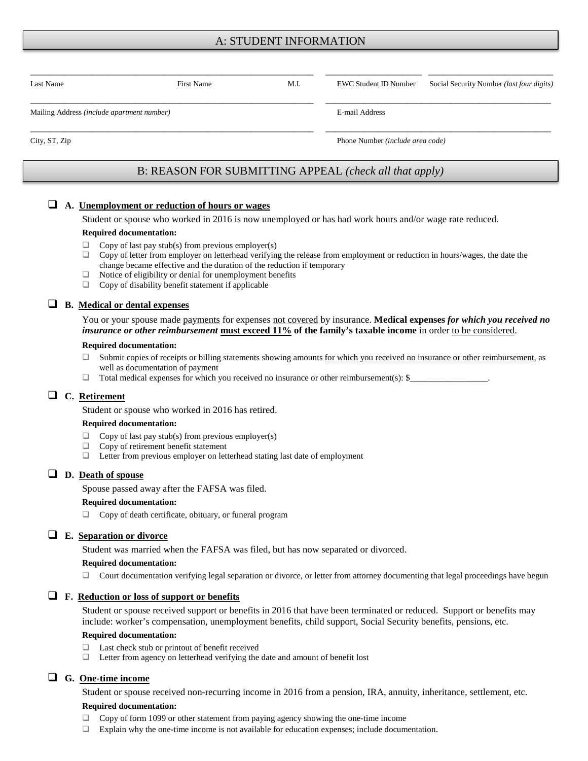## A: STUDENT INFORMATION

| | | | | |
|---|---|---|---|---|
| Last Name | First Name | M.I. | EWC Student ID Number | Social Security Number *(last four digits)* |

Mailing Address *(include apartment number)* ______________________ E-mail Address ______________________

City, ST, Zip ______________________ Phone Number *(include area code)* ______________________

## B: REASON FOR SUBMITTING APPEAL *(check all that apply)*

❑ **A. Unemployment or reduction of hours or wages**

Student or spouse who worked in 2016 is now unemployed or has had work hours and/or wage rate reduced.

**Required documentation:**

- ❑ Copy of last pay stub(s) from previous employer(s)
- ❑ Copy of letter from employer on letterhead verifying the release from employment or reduction in hours/wages, the date the change became effective and the duration of the reduction if temporary
- ❑ Notice of eligibility or denial for unemployment benefits
- ❑ Copy of disability benefit statement if applicable

❑ **B. Medical or dental expenses**

You or your spouse made payments for expenses not covered by insurance. **Medical expenses *for which you received no insurance or other reimbursement* must exceed 11% of the family's taxable income** in order to be considered.

**Required documentation:**

- ❑ Submit copies of receipts or billing statements showing amounts for which you received no insurance or other reimbursement, as well as documentation of payment
- ❑ Total medical expenses for which you received no insurance or other reimbursement(s): $__________________.

❑ **C. Retirement**

Student or spouse who worked in 2016 has retired.

**Required documentation:**

- ❑ Copy of last pay stub(s) from previous employer(s)
- ❑ Copy of retirement benefit statement
- ❑ Letter from previous employer on letterhead stating last date of employment

❑ **D. Death of spouse**

Spouse passed away after the FAFSA was filed.

**Required documentation:**

- ❑ Copy of death certificate, obituary, or funeral program

❑ **E. Separation or divorce**

Student was married when the FAFSA was filed, but has now separated or divorced.

**Required documentation:**

- ❑ Court documentation verifying legal separation or divorce, or letter from attorney documenting that legal proceedings have begun

❑ **F. Reduction or loss of support or benefits**

Student or spouse received support or benefits in 2016 that have been terminated or reduced. Support or benefits may include: worker's compensation, unemployment benefits, child support, Social Security benefits, pensions, etc.

**Required documentation:**

- ❑ Last check stub or printout of benefit received
- ❑ Letter from agency on letterhead verifying the date and amount of benefit lost

❑ **G. One-time income**

Student or spouse received non-recurring income in 2016 from a pension, IRA, annuity, inheritance, settlement, etc.

**Required documentation:**

- ❑ Copy of form 1099 or other statement from paying agency showing the one-time income
- ❑ Explain why the one-time income is not available for education expenses; include documentation.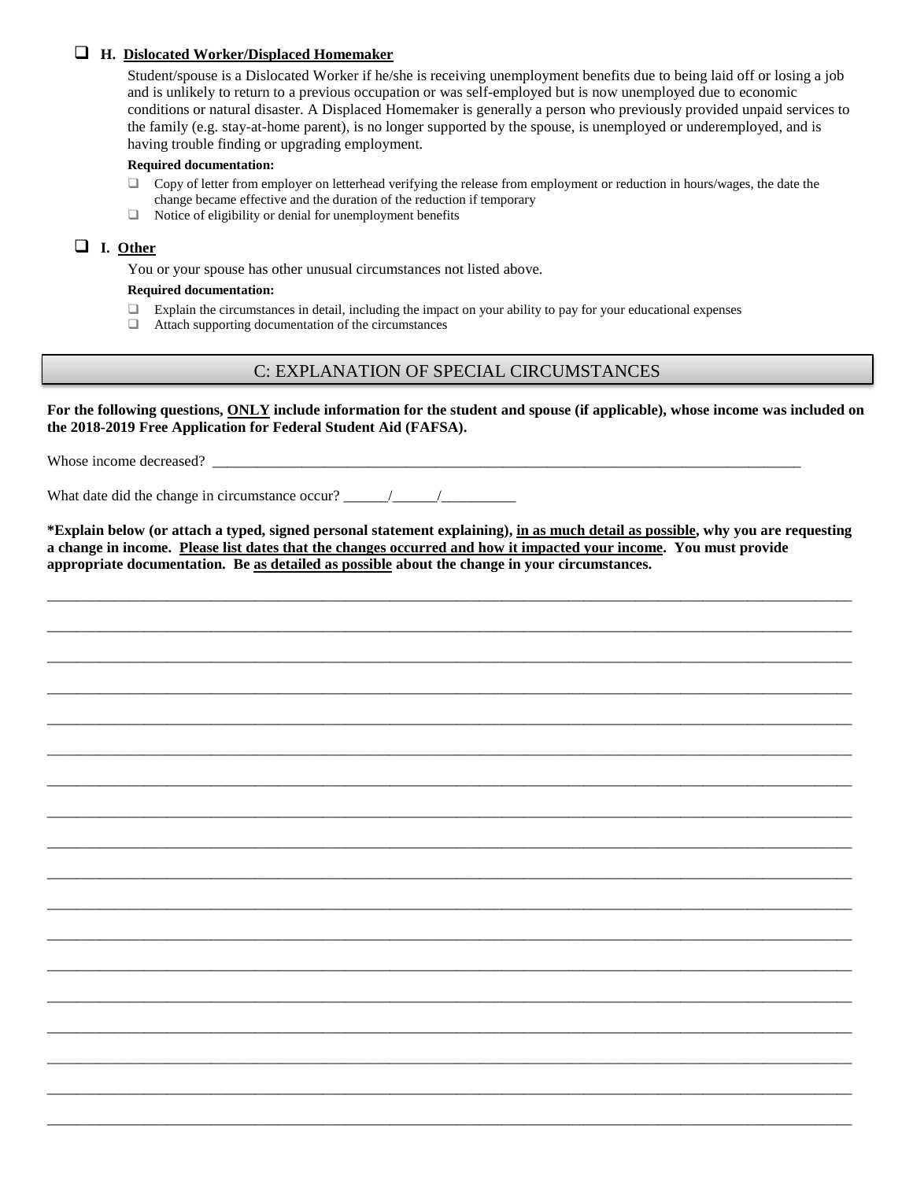- ❑ **H. Dislocated Worker/Displaced Homemaker**

  Student/spouse is a Dislocated Worker if he/she is receiving unemployment benefits due to being laid off or losing a job and is unlikely to return to a previous occupation or was self-employed but is now unemployed due to economic conditions or natural disaster. A Displaced Homemaker is generally a person who previously provided unpaid services to the family (e.g. stay-at-home parent), is no longer supported by the spouse, is unemployed or underemployed, and is having trouble finding or upgrading employment.

  **Required documentation:**

  - ❑ Copy of letter from employer on letterhead verifying the release from employment or reduction in hours/wages, the date the change became effective and the duration of the reduction if temporary
  - ❑ Notice of eligibility or denial for unemployment benefits

- ❑ **I. Other**

  You or your spouse has other unusual circumstances not listed above.

  **Required documentation:**

  - ❑ Explain the circumstances in detail, including the impact on your ability to pay for your educational expenses
  - ❑ Attach supporting documentation of the circumstances

## C: EXPLANATION OF SPECIAL CIRCUMSTANCES

**For the following questions, ONLY include information for the student and spouse (if applicable), whose income was included on the 2018-2019 Free Application for Federal Student Aid (FAFSA).**

Whose income decreased? ______________________________________________________________________________

What date did the change in circumstance occur? ______/______/__________

**\*Explain below (or attach a typed, signed personal statement explaining), in as much detail as possible, why you are requesting a change in income. Please list dates that the changes occurred and how it impacted your income. You must provide appropriate documentation. Be as detailed as possible about the change in your circumstances.**

______________________________________________________________________________________________________

______________________________________________________________________________________________________

______________________________________________________________________________________________________

______________________________________________________________________________________________________

______________________________________________________________________________________________________

______________________________________________________________________________________________________

______________________________________________________________________________________________________

______________________________________________________________________________________________________

______________________________________________________________________________________________________

______________________________________________________________________________________________________

______________________________________________________________________________________________________

______________________________________________________________________________________________________

______________________________________________________________________________________________________

______________________________________________________________________________________________________

______________________________________________________________________________________________________

______________________________________________________________________________________________________

______________________________________________________________________________________________________

______________________________________________________________________________________________________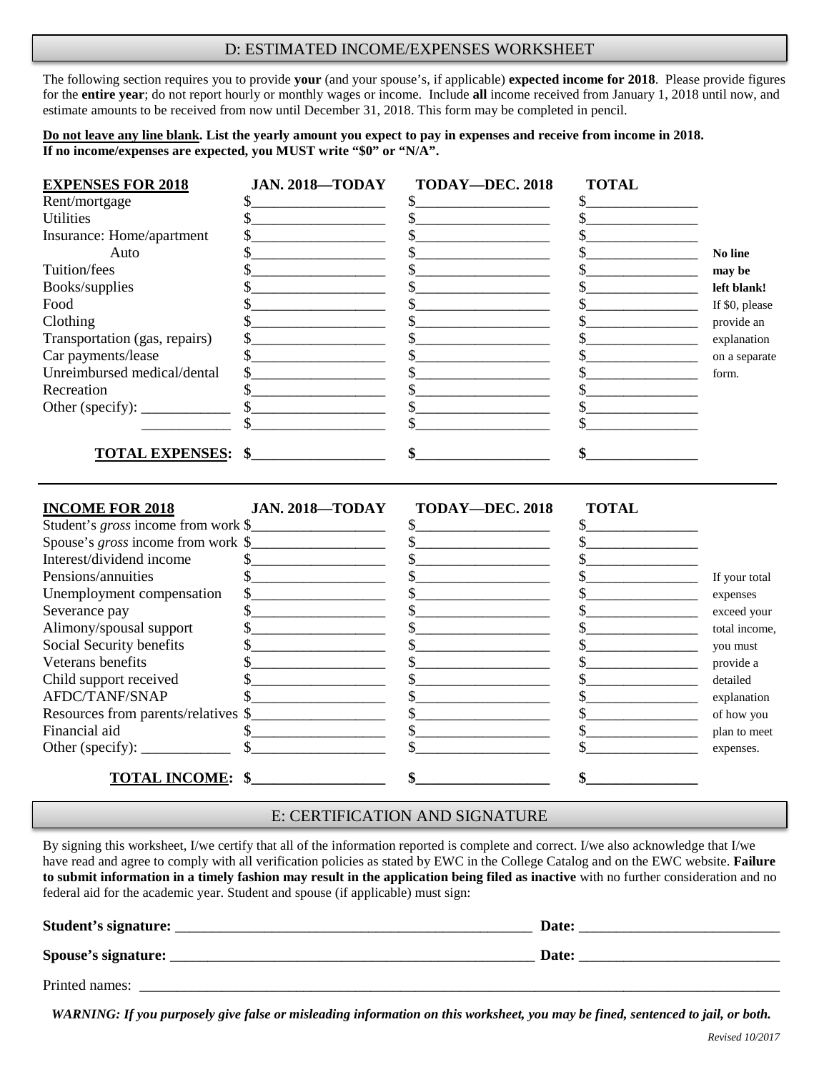## D: ESTIMATED INCOME/EXPENSES WORKSHEET

The following section requires you to provide **your** (and your spouse's, if applicable) **expected income for 2018**. Please provide figures for the **entire year**; do not report hourly or monthly wages or income. Include **all** income received from January 1, 2018 until now, and estimate amounts to be received from now until December 31, 2018. This form may be completed in pencil.

**Do not leave any line blank. List the yearly amount you expect to pay in expenses and receive from income in 2018. If no income/expenses are expected, you MUST write "$0" or "N/A".**

| **EXPENSES FOR 2018** | **JAN. 2018—TODAY** | **TODAY—DEC. 2018** | **TOTAL** |
|---|---|---|---|
| Rent/mortgage | $__________ | $__________ | $__________ |
| Utilities | $__________ | $__________ | $__________ |
| Insurance: Home/apartment | $__________ | $__________ | $__________ |
| Auto | $__________ | $__________ | $__________ |
| Tuition/fees | $__________ | $__________ | $__________ |
| Books/supplies | $__________ | $__________ | $__________ |
| Food | $__________ | $__________ | $__________ |
| Clothing | $__________ | $__________ | $__________ |
| Transportation (gas, repairs) | $__________ | $__________ | $__________ |
| Car payments/lease | $__________ | $__________ | $__________ |
| Unreimbursed medical/dental | $__________ | $__________ | $__________ |
| Recreation | $__________ | $__________ | $__________ |
| Other (specify): __________ | $__________ | $__________ | $__________ |
| __________ | $__________ | $__________ | $__________ |
| **TOTAL EXPENSES:** | **$__________** | **$__________** | **$__________** |

**No line may be left blank!** If $0, please provide an explanation on a separate form.

| **INCOME FOR 2018** | **JAN. 2018—TODAY** | **TODAY—DEC. 2018** | **TOTAL** |
|---|---|---|---|
| Student's *gross* income from work | $__________ | $__________ | $__________ |
| Spouse's *gross* income from work | $__________ | $__________ | $__________ |
| Interest/dividend income | $__________ | $__________ | $__________ |
| Pensions/annuities | $__________ | $__________ | $__________ |
| Unemployment compensation | $__________ | $__________ | $__________ |
| Severance pay | $__________ | $__________ | $__________ |
| Alimony/spousal support | $__________ | $__________ | $__________ |
| Social Security benefits | $__________ | $__________ | $__________ |
| Veterans benefits | $__________ | $__________ | $__________ |
| Child support received | $__________ | $__________ | $__________ |
| AFDC/TANF/SNAP | $__________ | $__________ | $__________ |
| Resources from parents/relatives | $__________ | $__________ | $__________ |
| Financial aid | $__________ | $__________ | $__________ |
| Other (specify): __________ | $__________ | $__________ | $__________ |
| **TOTAL INCOME:** | **$__________** | **$__________** | **$__________** |

If your total expenses exceed your total income, you must provide a detailed explanation of how you plan to meet expenses.

## E: CERTIFICATION AND SIGNATURE

By signing this worksheet, I/we certify that all of the information reported is complete and correct. I/we also acknowledge that I/we have read and agree to comply with all verification policies as stated by EWC in the College Catalog and on the EWC website. **Failure to submit information in a timely fashion may result in the application being filed as inactive** with no further consideration and no federal aid for the academic year. Student and spouse (if applicable) must sign:

**Student's signature:** ______________________________ **Date:** ____________________

**Spouse's signature:** ______________________________ **Date:** ____________________

Printed names: ______________________________________________

***WARNING: If you purposely give false or misleading information on this worksheet, you may be fined, sentenced to jail, or both.***

*Revised 10/2017*